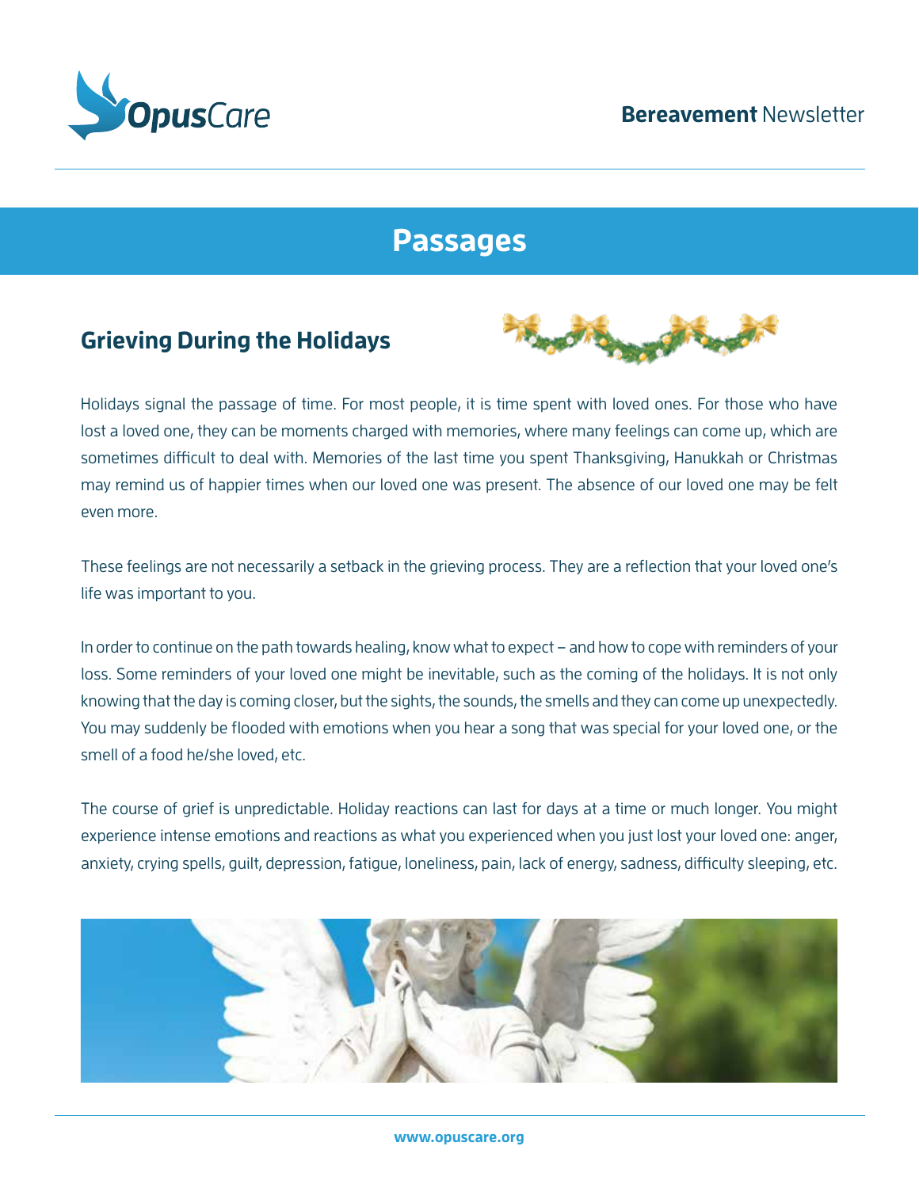**Bereavement** Newsletter

# Passages

## Grieving During the Holidays

Holidays signal the passage of time. For most people, it is time spent with loved ones. For those who have lost a loved one, they can be moments charged with memories, where many feelings can come up, which are sometimes difficult to deal with. Memories of the last time you spent Thanksgiving, Hanukkah or Christmas may remind us of happier times when our loved one was present. The absence of our loved one may be felt even more.

These feelings are not necessarily a setback in the grieving process. They are a reflection that your loved one's life was important to you.

In order to continue on the path towards healing, know what to expect – and how to cope with reminders of your loss. Some reminders of your loved one might be inevitable, such as the coming of the holidays. It is not only knowing that the day is coming closer, but the sights, the sounds, the smells and they can come up unexpectedly. You may suddenly be flooded with emotions when you hear a song that was special for your loved one, or the smell of a food he/she loved, etc.

The course of grief is unpredictable. Holiday reactions can last for days at a time or much longer. You might experience intense emotions and reactions as what you experienced when you just lost your loved one: anger, anxiety, crying spells, guilt, depression, fatigue, loneliness, pain, lack of energy, sadness, difficulty sleeping, etc.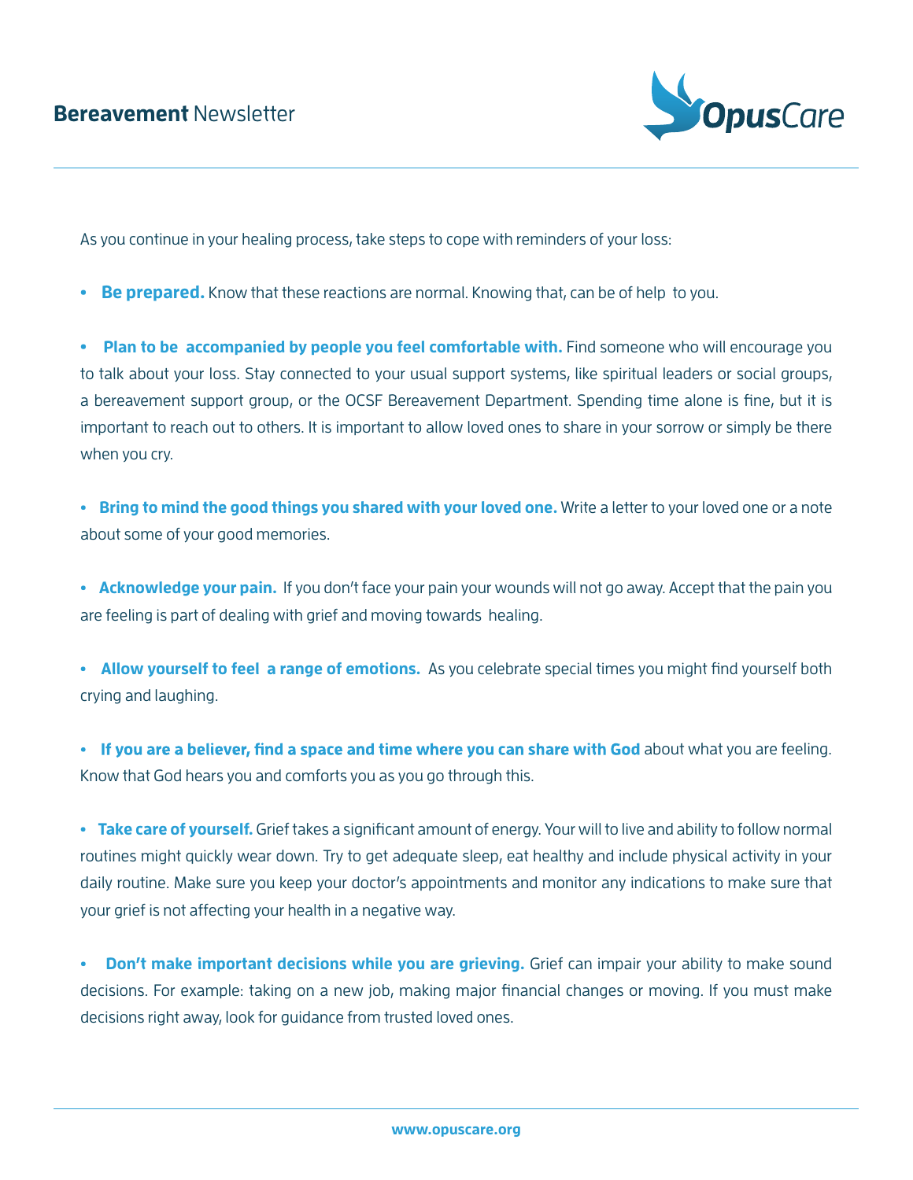As you continue in your healing process, take steps to cope with reminders of your loss:

- **Be prepared.** Know that these reactions are normal. Knowing that, can be of help to you.

- **Plan to be accompanied by people you feel comfortable with.** Find someone who will encourage you to talk about your loss. Stay connected to your usual support systems, like spiritual leaders or social groups, a bereavement support group, or the OCSF Bereavement Department. Spending time alone is fine, but it is important to reach out to others. It is important to allow loved ones to share in your sorrow or simply be there when you cry.

- **Bring to mind the good things you shared with your loved one.** Write a letter to your loved one or a note about some of your good memories.

- **Acknowledge your pain.** If you don't face your pain your wounds will not go away. Accept that the pain you are feeling is part of dealing with grief and moving towards healing.

- **Allow yourself to feel a range of emotions.** As you celebrate special times you might find yourself both crying and laughing.

- **If you are a believer, find a space and time where you can share with God** about what you are feeling. Know that God hears you and comforts you as you go through this.

- **Take care of yourself.** Grief takes a significant amount of energy. Your will to live and ability to follow normal routines might quickly wear down. Try to get adequate sleep, eat healthy and include physical activity in your daily routine. Make sure you keep your doctor's appointments and monitor any indications to make sure that your grief is not affecting your health in a negative way.

- **Don't make important decisions while you are grieving.** Grief can impair your ability to make sound decisions. For example: taking on a new job, making major financial changes or moving. If you must make decisions right away, look for guidance from trusted loved ones.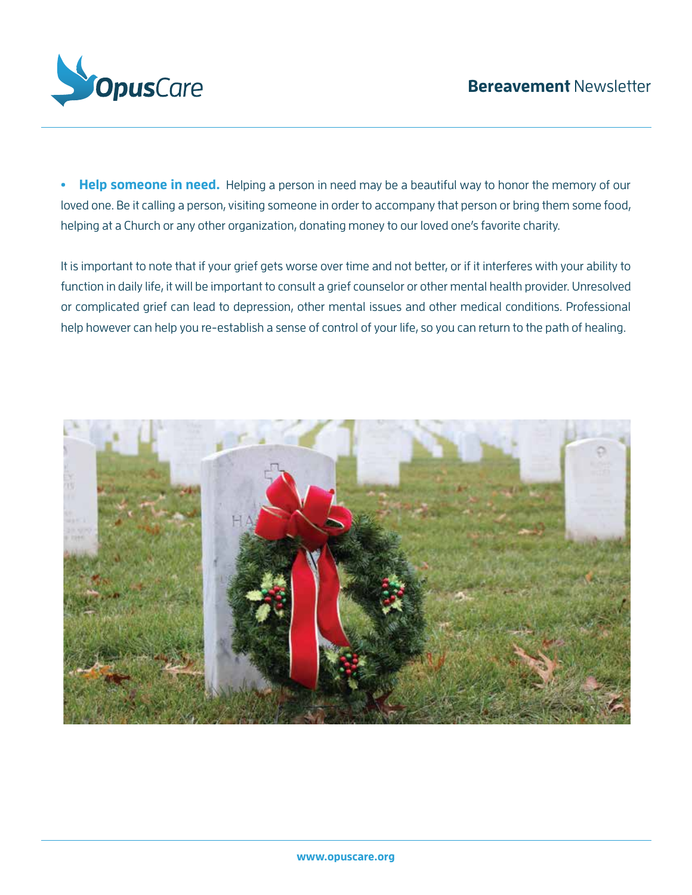- **Help someone in need.** Helping a person in need may be a beautiful way to honor the memory of our loved one. Be it calling a person, visiting someone in order to accompany that person or bring them some food, helping at a Church or any other organization, donating money to our loved one's favorite charity.

It is important to note that if your grief gets worse over time and not better, or if it interferes with your ability to function in daily life, it will be important to consult a grief counselor or other mental health provider. Unresolved or complicated grief can lead to depression, other mental issues and other medical conditions. Professional help however can help you re-establish a sense of control of your life, so you can return to the path of healing.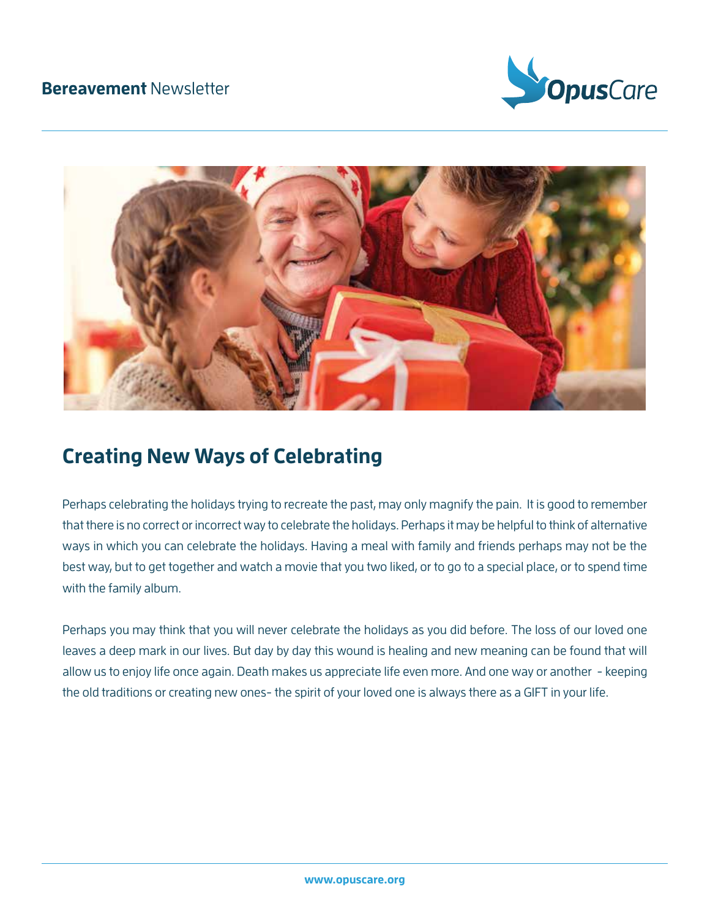## Creating New Ways of Celebrating

Perhaps celebrating the holidays trying to recreate the past, may only magnify the pain. It is good to remember that there is no correct or incorrect way to celebrate the holidays. Perhaps it may be helpful to think of alternative ways in which you can celebrate the holidays. Having a meal with family and friends perhaps may not be the best way, but to get together and watch a movie that you two liked, or to go to a special place, or to spend time with the family album.

Perhaps you may think that you will never celebrate the holidays as you did before. The loss of our loved one leaves a deep mark in our lives. But day by day this wound is healing and new meaning can be found that will allow us to enjoy life once again. Death makes us appreciate life even more. And one way or another - keeping the old traditions or creating new ones- the spirit of your loved one is always there as a GIFT in your life.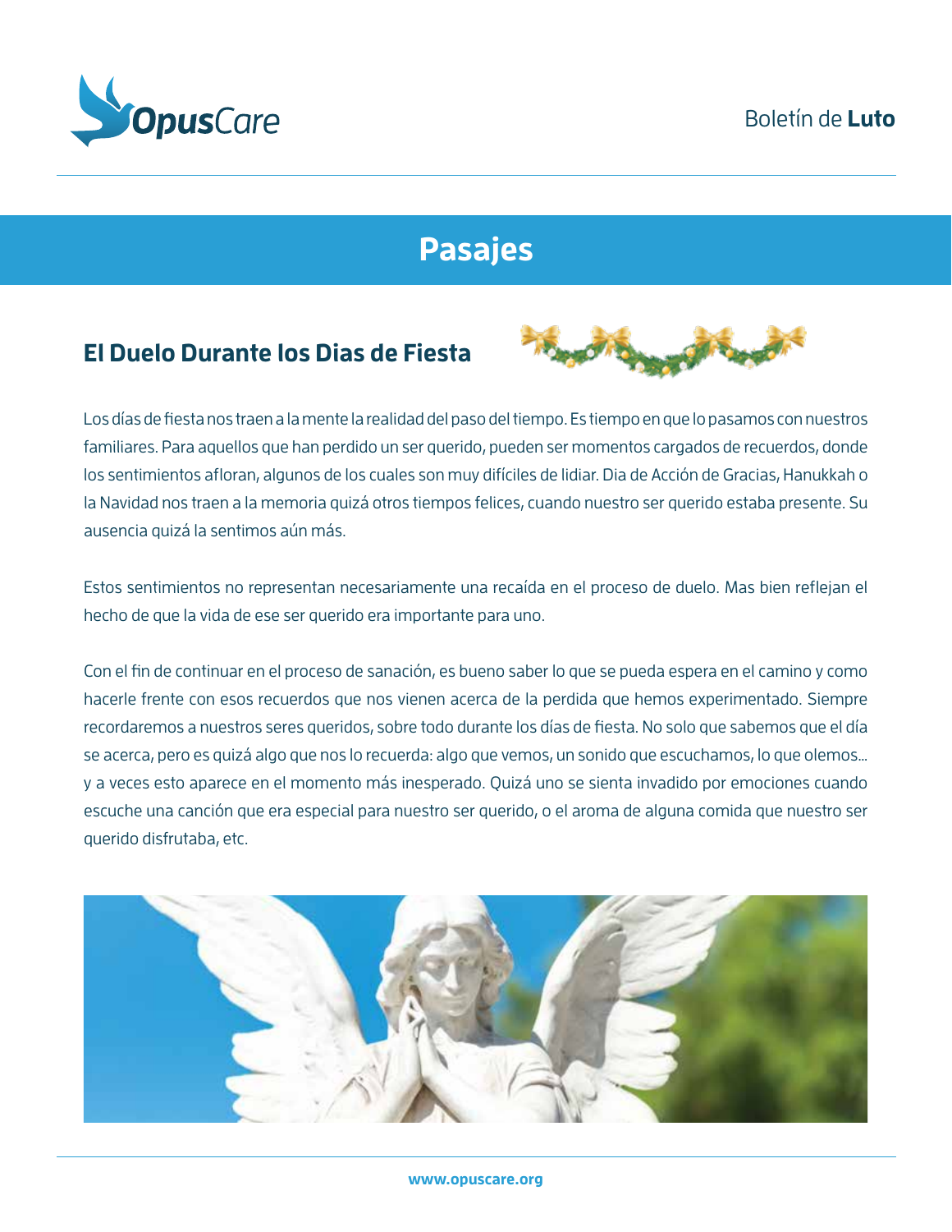# Pasajes

## El Duelo Durante los Dias de Fiesta

Los días de fiesta nos traen a la mente la realidad del paso del tiempo. Es tiempo en que lo pasamos con nuestros familiares. Para aquellos que han perdido un ser querido, pueden ser momentos cargados de recuerdos, donde los sentimientos afloran, algunos de los cuales son muy difíciles de lidiar. Dia de Acción de Gracias, Hanukkah o la Navidad nos traen a la memoria quizá otros tiempos felices, cuando nuestro ser querido estaba presente. Su ausencia quizá la sentimos aún más.

Estos sentimientos no representan necesariamente una recaída en el proceso de duelo. Mas bien reflejan el hecho de que la vida de ese ser querido era importante para uno.

Con el fin de continuar en el proceso de sanación, es bueno saber lo que se pueda espera en el camino y como hacerle frente con esos recuerdos que nos vienen acerca de la perdida que hemos experimentado. Siempre recordaremos a nuestros seres queridos, sobre todo durante los días de fiesta. No solo que sabemos que el día se acerca, pero es quizá algo que nos lo recuerda: algo que vemos, un sonido que escuchamos, lo que olemos... y a veces esto aparece en el momento más inesperado. Quizá uno se sienta invadido por emociones cuando escuche una canción que era especial para nuestro ser querido, o el aroma de alguna comida que nuestro ser querido disfrutaba, etc.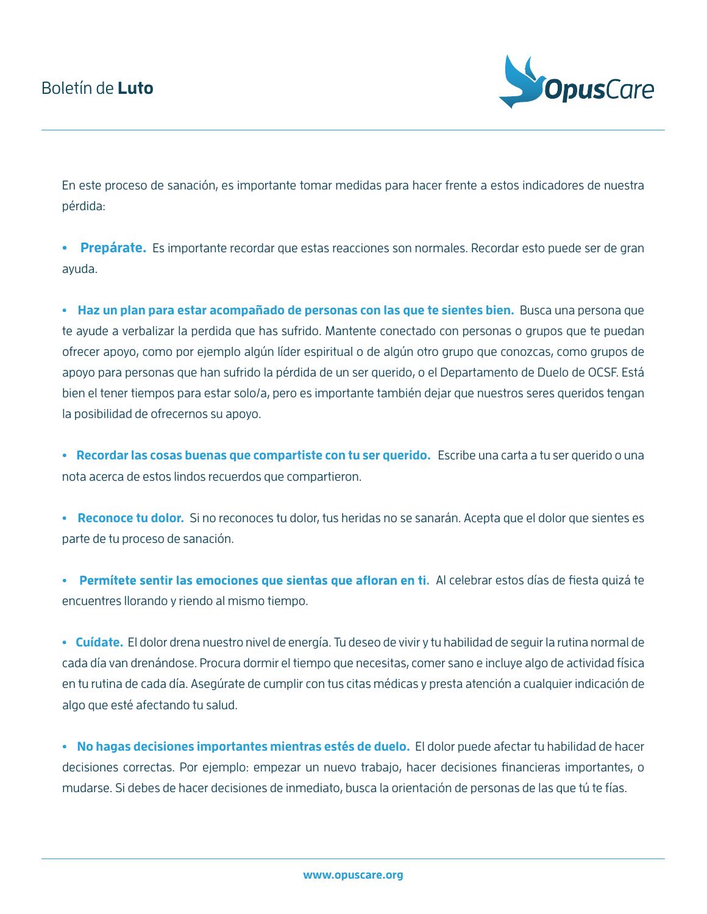En este proceso de sanación, es importante tomar medidas para hacer frente a estos indicadores de nuestra pérdida:

- **Prepárate.** Es importante recordar que estas reacciones son normales. Recordar esto puede ser de gran ayuda.

- **Haz un plan para estar acompañado de personas con las que te sientes bien.** Busca una persona que te ayude a verbalizar la perdida que has sufrido. Mantente conectado con personas o grupos que te puedan ofrecer apoyo, como por ejemplo algún líder espiritual o de algún otro grupo que conozcas, como grupos de apoyo para personas que han sufrido la pérdida de un ser querido, o el Departamento de Duelo de OCSF. Está bien el tener tiempos para estar solo/a, pero es importante también dejar que nuestros seres queridos tengan la posibilidad de ofrecernos su apoyo.

- **Recordar las cosas buenas que compartiste con tu ser querido.** Escribe una carta a tu ser querido o una nota acerca de estos lindos recuerdos que compartieron.

- **Reconoce tu dolor.** Si no reconoces tu dolor, tus heridas no se sanarán. Acepta que el dolor que sientes es parte de tu proceso de sanación.

- **Permítete sentir las emociones que sientas que afloran en ti.** Al celebrar estos días de fiesta quizá te encuentres llorando y riendo al mismo tiempo.

- **Cuídate.** El dolor drena nuestro nivel de energía. Tu deseo de vivir y tu habilidad de seguir la rutina normal de cada día van drenándose. Procura dormir el tiempo que necesitas, comer sano e incluye algo de actividad física en tu rutina de cada día. Asegúrate de cumplir con tus citas médicas y presta atención a cualquier indicación de algo que esté afectando tu salud.

- **No hagas decisiones importantes mientras estés de duelo.** El dolor puede afectar tu habilidad de hacer decisiones correctas. Por ejemplo: empezar un nuevo trabajo, hacer decisiones financieras importantes, o mudarse. Si debes de hacer decisiones de inmediato, busca la orientación de personas de las que tú te fías.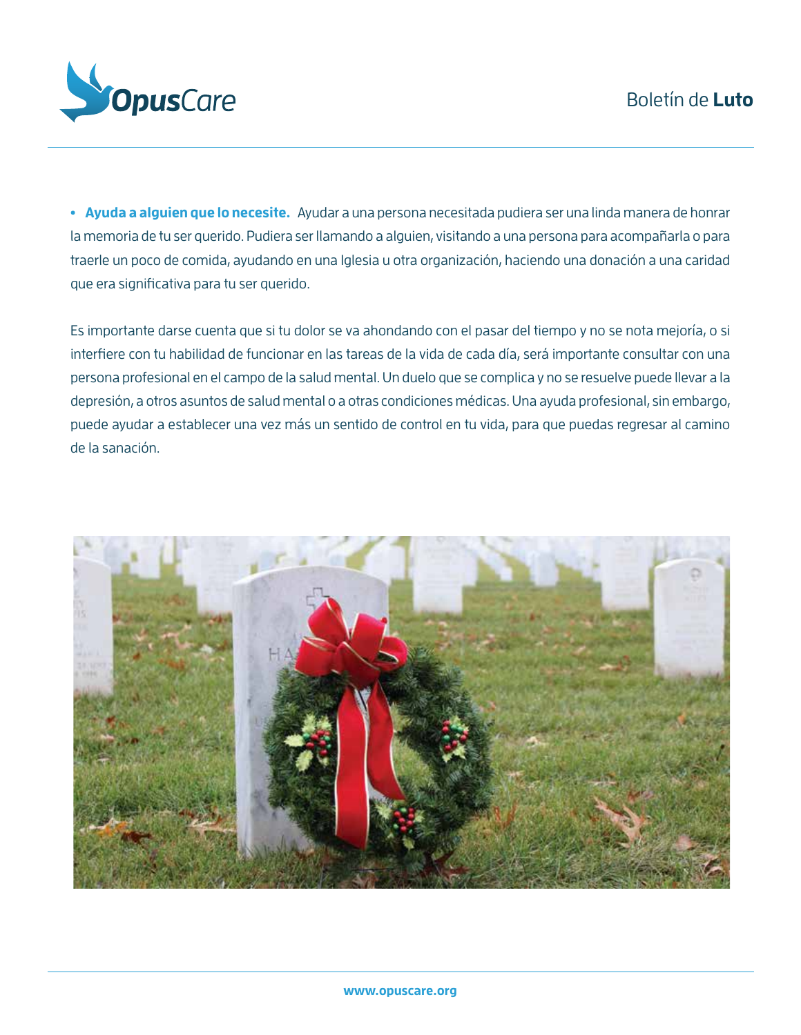- **Ayuda a alguien que lo necesite.** Ayudar a una persona necesitada pudiera ser una linda manera de honrar la memoria de tu ser querido. Pudiera ser llamando a alguien, visitando a una persona para acompañarla o para traerle un poco de comida, ayudando en una Iglesia u otra organización, haciendo una donación a una caridad que era significativa para tu ser querido.

Es importante darse cuenta que si tu dolor se va ahondando con el pasar del tiempo y no se nota mejoría, o si interfiere con tu habilidad de funcionar en las tareas de la vida de cada día, será importante consultar con una persona profesional en el campo de la salud mental. Un duelo que se complica y no se resuelve puede llevar a la depresión, a otros asuntos de salud mental o a otras condiciones médicas. Una ayuda profesional, sin embargo, puede ayudar a establecer una vez más un sentido de control en tu vida, para que puedas regresar al camino de la sanación.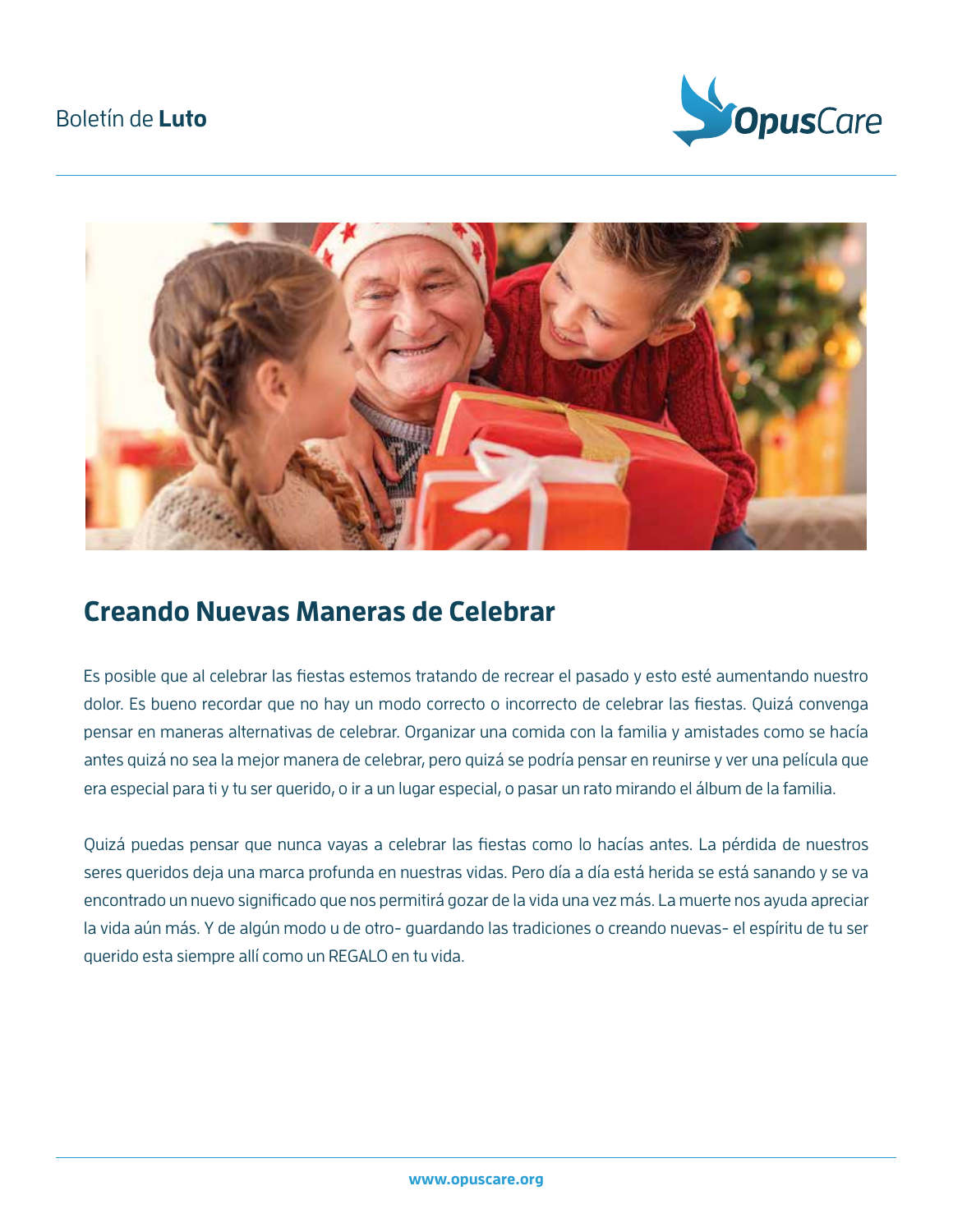Boletín de **Luto**

## Creando Nuevas Maneras de Celebrar

Es posible que al celebrar las fiestas estemos tratando de recrear el pasado y esto esté aumentando nuestro dolor. Es bueno recordar que no hay un modo correcto o incorrecto de celebrar las fiestas. Quizá convenga pensar en maneras alternativas de celebrar. Organizar una comida con la familia y amistades como se hacía antes quizá no sea la mejor manera de celebrar, pero quizá se podría pensar en reunirse y ver una película que era especial para ti y tu ser querido, o ir a un lugar especial, o pasar un rato mirando el álbum de la familia.

Quizá puedas pensar que nunca vayas a celebrar las fiestas como lo hacías antes. La pérdida de nuestros seres queridos deja una marca profunda en nuestras vidas. Pero día a día está herida se está sanando y se va encontrado un nuevo significado que nos permitirá gozar de la vida una vez más. La muerte nos ayuda apreciar la vida aún más. Y de algún modo u de otro- guardando las tradiciones o creando nuevas- el espíritu de tu ser querido esta siempre allí como un REGALO en tu vida.

www.opuscare.org